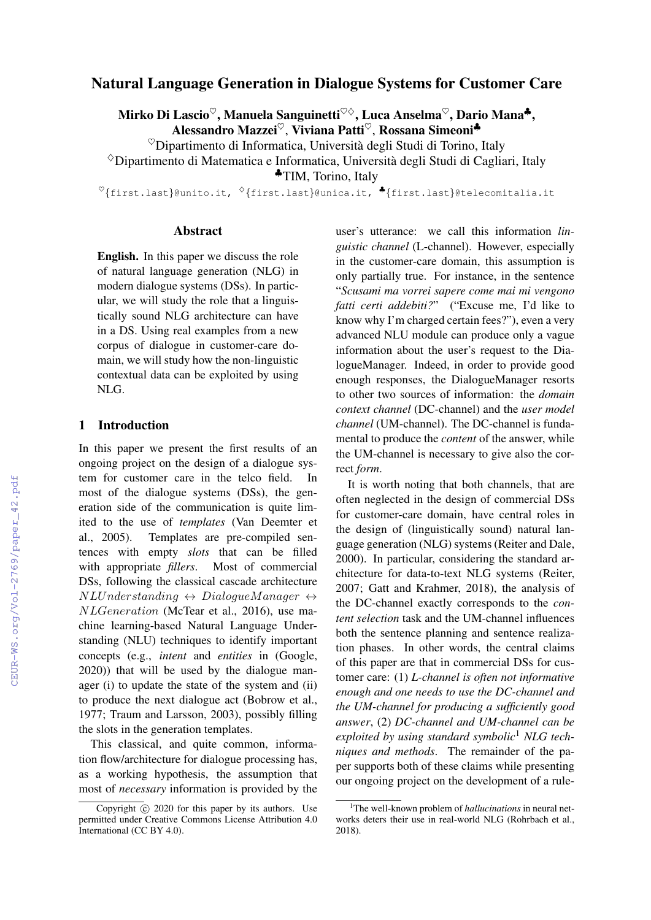# Natural Language Generation in Dialogue Systems for Customer Care

**Mirko Di Lascio[♡], Manuela Sanguinetti[♡◇], Luca Anselma[♡], Dario Mana[♣], Alessandro Mazzei[♡], Viviana Patti[♡], Rossana Simeoni[♣]**

[♡]Dipartimento di Informatica, Università degli Studi di Torino, Italy

[◇]Dipartimento di Matematica e Informatica, Università degli Studi di Cagliari, Italy

[♣]TIM, Torino, Italy

[♡]{first.last}@unito.it, [◇]{first.last}@unica.it, [♣]{first.last}@telecomitalia.it

## Abstract

**English.** In this paper we discuss the role of natural language generation (NLG) in modern dialogue systems (DSs). In particular, we will study the role that a linguistically sound NLG architecture can have in a DS. Using real examples from a new corpus of dialogue in customer-care domain, we will study how the non-linguistic contextual data can be exploited by using NLG.

## 1 Introduction

In this paper we present the first results of an ongoing project on the design of a dialogue system for customer care in the telco field. In most of the dialogue systems (DSs), the generation side of the communication is quite limited to the use of *templates* (Van Deemter et al., 2005). Templates are pre-compiled sentences with empty *slots* that can be filled with appropriate *fillers*. Most of commercial DSs, following the classical cascade architecture $NLUnderstanding \leftrightarrow DialogueManager \leftrightarrow NLGeneration$ (McTear et al., 2016), use machine learning-based Natural Language Understanding (NLU) techniques to identify important concepts (e.g., *intent* and *entities* in (Google, 2020)) that will be used by the dialogue manager (i) to update the state of the system and (ii) to produce the next dialogue act (Bobrow et al., 1977; Traum and Larsson, 2003), possibly filling the slots in the generation templates.

This classical, and quite common, information flow/architecture for dialogue processing has, as a working hypothesis, the assumption that most of *necessary* information is provided by the user's utterance: we call this information *linguistic channel* (L-channel). However, especially in the customer-care domain, this assumption is only partially true. For instance, in the sentence "*Scusami ma vorrei sapere come mai mi vengono fatti certi addebiti?*" ("Excuse me, I'd like to know why I'm charged certain fees?"), even a very advanced NLU module can produce only a vague information about the user's request to the DialogueManager. Indeed, in order to provide good enough responses, the DialogueManager resorts to other two sources of information: the *domain context channel* (DC-channel) and the *user model channel* (UM-channel). The DC-channel is fundamental to produce the *content* of the answer, while the UM-channel is necessary to give also the correct *form*.

It is worth noting that both channels, that are often neglected in the design of commercial DSs for customer-care domain, have central roles in the design of (linguistically sound) natural language generation (NLG) systems (Reiter and Dale, 2000). In particular, considering the standard architecture for data-to-text NLG systems (Reiter, 2007; Gatt and Krahmer, 2018), the analysis of the DC-channel exactly corresponds to the *content selection* task and the UM-channel influences both the sentence planning and sentence realization phases. In other words, the central claims of this paper are that in commercial DSs for customer care: (1) *L-channel is often not informative enough and one needs to use the DC-channel and the UM-channel for producing a sufficiently good answer*, (2) *DC-channel and UM-channel can be exploited by using standard symbolic*[1] *NLG techniques and methods*. The remainder of the paper supports both of these claims while presenting our ongoing project on the development of a rule-

Copyright © 2020 for this paper by its authors. Use permitted under Creative Commons License Attribution 4.0 International (CC BY 4.0).

[1]The well-known problem of *hallucinations* in neural networks deters their use in real-world NLG (Rohrbach et al., 2018).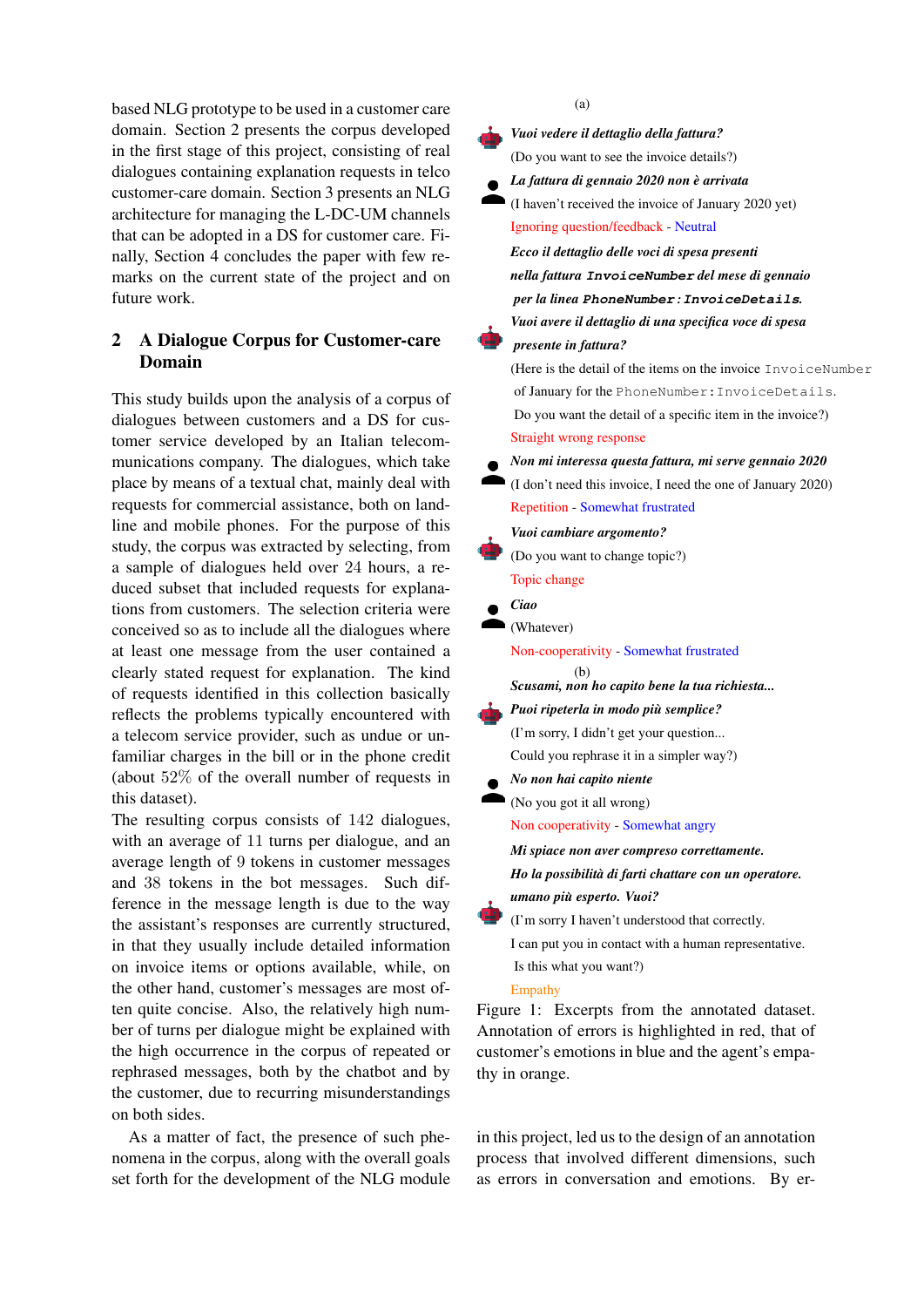based NLG prototype to be used in a customer care domain. Section 2 presents the corpus developed in the first stage of this project, consisting of real dialogues containing explanation requests in telco customer-care domain. Section 3 presents an NLG architecture for managing the L-DC-UM channels that can be adopted in a DS for customer care. Finally, Section 4 concludes the paper with few remarks on the current state of the project and on future work.

## 2 A Dialogue Corpus for Customer-care Domain

This study builds upon the analysis of a corpus of dialogues between customers and a DS for customer service developed by an Italian telecommunications company. The dialogues, which take place by means of a textual chat, mainly deal with requests for commercial assistance, both on landline and mobile phones. For the purpose of this study, the corpus was extracted by selecting, from a sample of dialogues held over 24 hours, a reduced subset that included requests for explanations from customers. The selection criteria were conceived so as to include all the dialogues where at least one message from the user contained a clearly stated request for explanation. The kind of requests identified in this collection basically reflects the problems typically encountered with a telecom service provider, such as undue or unfamiliar charges in the bill or in the phone credit (about 52% of the overall number of requests in this dataset).

The resulting corpus consists of 142 dialogues, with an average of 11 turns per dialogue, and an average length of 9 tokens in customer messages and 38 tokens in the bot messages. Such difference in the message length is due to the way the assistant's responses are currently structured, in that they usually include detailed information on invoice items or options available, while, on the other hand, customer's messages are most often quite concise. Also, the relatively high number of turns per dialogue might be explained with the high occurrence in the corpus of repeated or rephrased messages, both by the chatbot and by the customer, due to recurring misunderstandings on both sides.

As a matter of fact, the presence of such phenomena in the corpus, along with the overall goals set forth for the development of the NLG module in this project, led us to the design of an annotation process that involved different dimensions, such as errors in conversation and emotions. By er-

(a)

**Bot:** ***Vuoi vedere il dettaglio della fattura?***
(Do you want to see the invoice details?)

**User:** ***La fattura di gennaio 2020 non è arrivata***
(I haven't received the invoice of January 2020 yet)
Ignoring question/feedback - Neutral

**Bot:** ***Ecco il dettaglio delle voci di spesa presenti nella fattura `InvoiceNumber` del mese di gennaio per la linea `PhoneNumber:InvoiceDetails`. Vuoi avere il dettaglio di una specifica voce di spesa presente in fattura?***
(Here is the detail of the items on the invoice `InvoiceNumber` of January for the `PhoneNumber:InvoiceDetails`. Do you want the detail of a specific item in the invoice?)
Straight wrong response

**User:** ***Non mi interessa questa fattura, mi serve gennaio 2020***
(I don't need this invoice, I need the one of January 2020)
Repetition - Somewhat frustrated

**Bot:** ***Vuoi cambiare argomento?***
(Do you want to change topic?)
Topic change

**User:** ***Ciao***
(Whatever)
Non-cooperativity - Somewhat frustrated

(b)

**Bot:** ***Scusami, non ho capito bene la tua richiesta... Puoi ripeterla in modo più semplice?***
(I'm sorry, I didn't get your question... Could you rephrase it in a simpler way?)

**User:** ***No non hai capito niente***
(No you got it all wrong)
Non cooperativity - Somewhat angry

**Bot:** ***Mi spiace non aver compreso correttamente. Ho la possibilità di farti chattare con un operatore. umano più esperto. Vuoi?***
(I'm sorry I haven't understood that correctly. I can put you in contact with a human representative. Is this what you want?)
Empathy

Figure 1: Excerpts from the annotated dataset. Annotation of errors is highlighted in red, that of customer's emotions in blue and the agent's empathy in orange.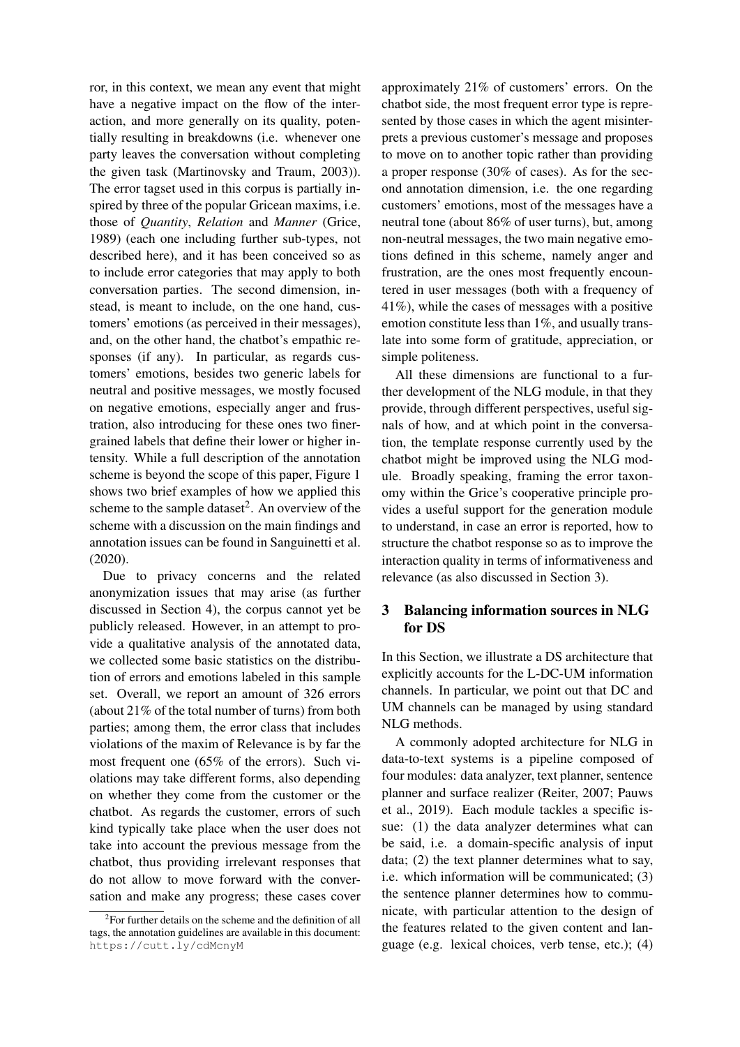ror, in this context, we mean any event that might have a negative impact on the flow of the interaction, and more generally on its quality, potentially resulting in breakdowns (i.e. whenever one party leaves the conversation without completing the given task (Martinovsky and Traum, 2003)). The error tagset used in this corpus is partially inspired by three of the popular Gricean maxims, i.e. those of *Quantity*, *Relation* and *Manner* (Grice, 1989) (each one including further sub-types, not described here), and it has been conceived so as to include error categories that may apply to both conversation parties. The second dimension, instead, is meant to include, on the one hand, customers' emotions (as perceived in their messages), and, on the other hand, the chatbot's empathic responses (if any). In particular, as regards customers' emotions, besides two generic labels for neutral and positive messages, we mostly focused on negative emotions, especially anger and frustration, also introducing for these ones two finer-grained labels that define their lower or higher intensity. While a full description of the annotation scheme is beyond the scope of this paper, Figure 1 shows two brief examples of how we applied this scheme to the sample dataset[2]. An overview of the scheme with a discussion on the main findings and annotation issues can be found in Sanguinetti et al. (2020).

Due to privacy concerns and the related anonymization issues that may arise (as further discussed in Section 4), the corpus cannot yet be publicly released. However, in an attempt to provide a qualitative analysis of the annotated data, we collected some basic statistics on the distribution of errors and emotions labeled in this sample set. Overall, we report an amount of 326 errors (about 21% of the total number of turns) from both parties; among them, the error class that includes violations of the maxim of Relevance is by far the most frequent one (65% of the errors). Such violations may take different forms, also depending on whether they come from the customer or the chatbot. As regards the customer, errors of such kind typically take place when the user does not take into account the previous message from the chatbot, thus providing irrelevant responses that do not allow to move forward with the conversation and make any progress; these cases cover approximately 21% of customers' errors. On the chatbot side, the most frequent error type is represented by those cases in which the agent misinterprets a previous customer's message and proposes to move on to another topic rather than providing a proper response (30% of cases). As for the second annotation dimension, i.e. the one regarding customers' emotions, most of the messages have a neutral tone (about 86% of user turns), but, among non-neutral messages, the two main negative emotions defined in this scheme, namely anger and frustration, are the ones most frequently encountered in user messages (both with a frequency of 41%), while the cases of messages with a positive emotion constitute less than 1%, and usually translate into some form of gratitude, appreciation, or simple politeness.

All these dimensions are functional to a further development of the NLG module, in that they provide, through different perspectives, useful signals of how, and at which point in the conversation, the template response currently used by the chatbot might be improved using the NLG module. Broadly speaking, framing the error taxonomy within the Grice's cooperative principle provides a useful support for the generation module to understand, in case an error is reported, how to structure the chatbot response so as to improve the interaction quality in terms of informativeness and relevance (as also discussed in Section 3).

## 3 Balancing information sources in NLG for DS

In this Section, we illustrate a DS architecture that explicitly accounts for the L-DC-UM information channels. In particular, we point out that DC and UM channels can be managed by using standard NLG methods.

A commonly adopted architecture for NLG in data-to-text systems is a pipeline composed of four modules: data analyzer, text planner, sentence planner and surface realizer (Reiter, 2007; Pauws et al., 2019). Each module tackles a specific issue: (1) the data analyzer determines what can be said, i.e. a domain-specific analysis of input data; (2) the text planner determines what to say, i.e. which information will be communicated; (3) the sentence planner determines how to communicate, with particular attention to the design of the features related to the given content and language (e.g. lexical choices, verb tense, etc.); (4)

[2] For further details on the scheme and the definition of all tags, the annotation guidelines are available in this document: https://cutt.ly/cdMcnyM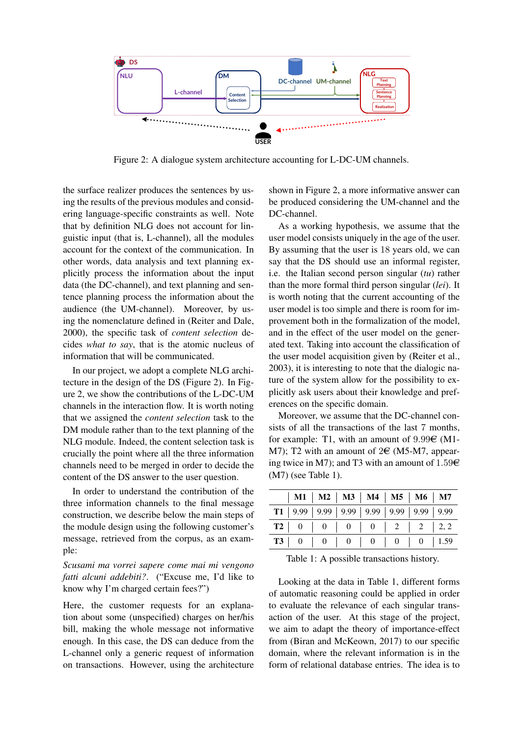Figure 2: A dialogue system architecture accounting for L-DC-UM channels.

the surface realizer produces the sentences by using the results of the previous modules and considering language-specific constraints as well. Note that by definition NLG does not account for linguistic input (that is, L-channel), all the modules account for the context of the communication. In other words, data analysis and text planning explicitly process the information about the input data (the DC-channel), and text planning and sentence planning process the information about the audience (the UM-channel). Moreover, by using the nomenclature defined in (Reiter and Dale, 2000), the specific task of *content selection* decides *what to say*, that is the atomic nucleus of information that will be communicated.

In our project, we adopt a complete NLG architecture in the design of the DS (Figure 2). In Figure 2, we show the contributions of the L-DC-UM channels in the interaction flow. It is worth noting that we assigned the *content selection* task to the DM module rather than to the text planning of the NLG module. Indeed, the content selection task is crucially the point where all the three information channels need to be merged in order to decide the content of the DS answer to the user question.

In order to understand the contribution of the three information channels to the final message construction, we describe below the main steps of the module design using the following customer's message, retrieved from the corpus, as an example:

*Scusami ma vorrei sapere come mai mi vengono fatti alcuni addebiti?*. ("Excuse me, I'd like to know why I'm charged certain fees?")

Here, the customer requests for an explanation about some (unspecified) charges on her/his bill, making the whole message not informative enough. In this case, the DS can deduce from the L-channel only a generic request of information on transactions. However, using the architecture shown in Figure 2, a more informative answer can be produced considering the UM-channel and the DC-channel.

As a working hypothesis, we assume that the user model consists uniquely in the age of the user. By assuming that the user is 18 years old, we can say that the DS should use an informal register, i.e. the Italian second person singular (*tu*) rather than the more formal third person singular (*lei*). It is worth noting that the current accounting of the user model is too simple and there is room for improvement both in the formalization of the model, and in the effect of the user model on the generated text. Taking into account the classification of the user model acquisition given by (Reiter et al., 2003), it is interesting to note that the dialogic nature of the system allow for the possibility to explicitly ask users about their knowledge and preferences on the specific domain.

Moreover, we assume that the DC-channel consists of all the transactions of the last 7 months, for example: T1, with an amount of 9.99€ (M1-M7); T2 with an amount of 2€ (M5-M7, appearing twice in M7); and T3 with an amount of 1.59€ (M7) (see Table 1).

| | M1 | M2 | M3 | M4 | M5 | M6 | M7 |
|---|---|---|---|---|---|---|---|
| **T1** | 9.99 | 9.99 | 9.99 | 9.99 | 9.99 | 9.99 | 9.99 |
| **T2** | 0 | 0 | 0 | 0 | 2 | 2 | 2, 2 |
| **T3** | 0 | 0 | 0 | 0 | 0 | 0 | 1.59 |

Table 1: A possible transactions history.

Looking at the data in Table 1, different forms of automatic reasoning could be applied in order to evaluate the relevance of each singular transaction of the user. At this stage of the project, we aim to adapt the theory of importance-effect from (Biran and McKeown, 2017) to our specific domain, where the relevant information is in the form of relational database entries. The idea is to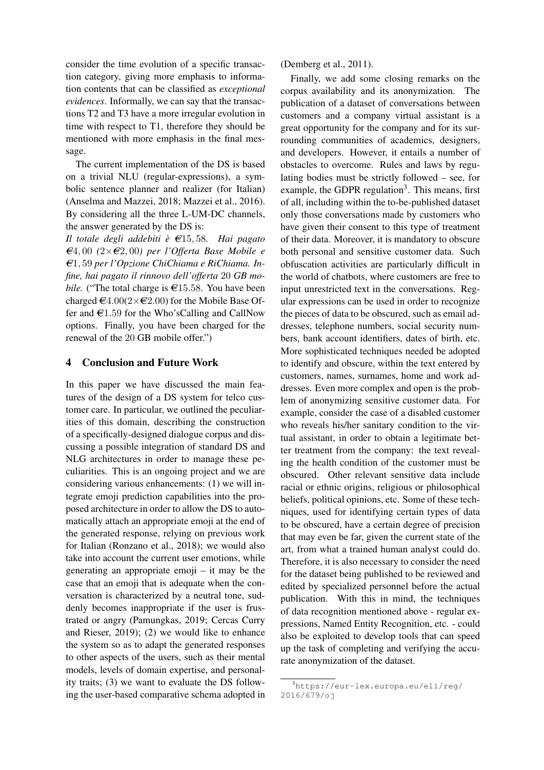consider the time evolution of a specific transaction category, giving more emphasis to information contents that can be classified as *exceptional evidences*. Informally, we can say that the transactions T2 and T3 have a more irregular evolution in time with respect to T1, therefore they should be mentioned with more emphasis in the final message.

The current implementation of the DS is based on a trivial NLU (regular-expressions), a symbolic sentence planner and realizer (for Italian) (Anselma and Mazzei, 2018; Mazzei et al., 2016). By considering all the three L-UM-DC channels, the answer generated by the DS is:

*Il totale degli addebiti è €15,58. Hai pagato €4,00 (2×€2,00) per l'Offerta Base Mobile e €1,59 per l'Opzione ChiChiama e RiChiama. Infine, hai pagato il rinnovo dell'offerta 20 GB mobile.* ("The total charge is €15.58. You have been charged €4.00(2×€2.00) for the Mobile Base Offer and €1.59 for the Who'sCalling and CallNow options. Finally, you have been charged for the renewal of the 20 GB mobile offer.")

## 4 Conclusion and Future Work

In this paper we have discussed the main features of the design of a DS system for telco customer care. In particular, we outlined the peculiarities of this domain, describing the construction of a specifically-designed dialogue corpus and discussing a possible integration of standard DS and NLG architectures in order to manage these peculiarities. This is an ongoing project and we are considering various enhancements: (1) we will integrate emoji prediction capabilities into the proposed architecture in order to allow the DS to automatically attach an appropriate emoji at the end of the generated response, relying on previous work for Italian (Ronzano et al., 2018); we would also take into account the current user emotions, while generating an appropriate emoji – it may be the case that an emoji that is adequate when the conversation is characterized by a neutral tone, suddenly becomes inappropriate if the user is frustrated or angry (Pamungkas, 2019; Cercas Curry and Rieser, 2019); (2) we would like to enhance the system so as to adapt the generated responses to other aspects of the users, such as their mental models, levels of domain expertise, and personality traits; (3) we want to evaluate the DS following the user-based comparative schema adopted in (Demberg et al., 2011).

Finally, we add some closing remarks on the corpus availability and its anonymization. The publication of a dataset of conversations between customers and a company virtual assistant is a great opportunity for the company and for its surrounding communities of academics, designers, and developers. However, it entails a number of obstacles to overcome. Rules and laws by regulating bodies must be strictly followed – see, for example, the GDPR regulation[3]. This means, first of all, including within the to-be-published dataset only those conversations made by customers who have given their consent to this type of treatment of their data. Moreover, it is mandatory to obscure both personal and sensitive customer data. Such obfuscation activities are particularly difficult in the world of chatbots, where customers are free to input unrestricted text in the conversations. Regular expressions can be used in order to recognize the pieces of data to be obscured, such as email addresses, telephone numbers, social security numbers, bank account identifiers, dates of birth, etc. More sophisticated techniques needed be adopted to identify and obscure, within the text entered by customers, names, surnames, home and work addresses. Even more complex and open is the problem of anonymizing sensitive customer data. For example, consider the case of a disabled customer who reveals his/her sanitary condition to the virtual assistant, in order to obtain a legitimate better treatment from the company: the text revealing the health condition of the customer must be obscured. Other relevant sensitive data include racial or ethnic origins, religious or philosophical beliefs, political opinions, etc. Some of these techniques, used for identifying certain types of data to be obscured, have a certain degree of precision that may even be far, given the current state of the art, from what a trained human analyst could do. Therefore, it is also necessary to consider the need for the dataset being published to be reviewed and edited by specialized personnel before the actual publication. With this in mind, the techniques of data recognition mentioned above - regular expressions, Named Entity Recognition, etc. - could also be exploited to develop tools that can speed up the task of completing and verifying the accurate anonymization of the dataset.

[3] https://eur-lex.europa.eu/eli/reg/2016/679/oj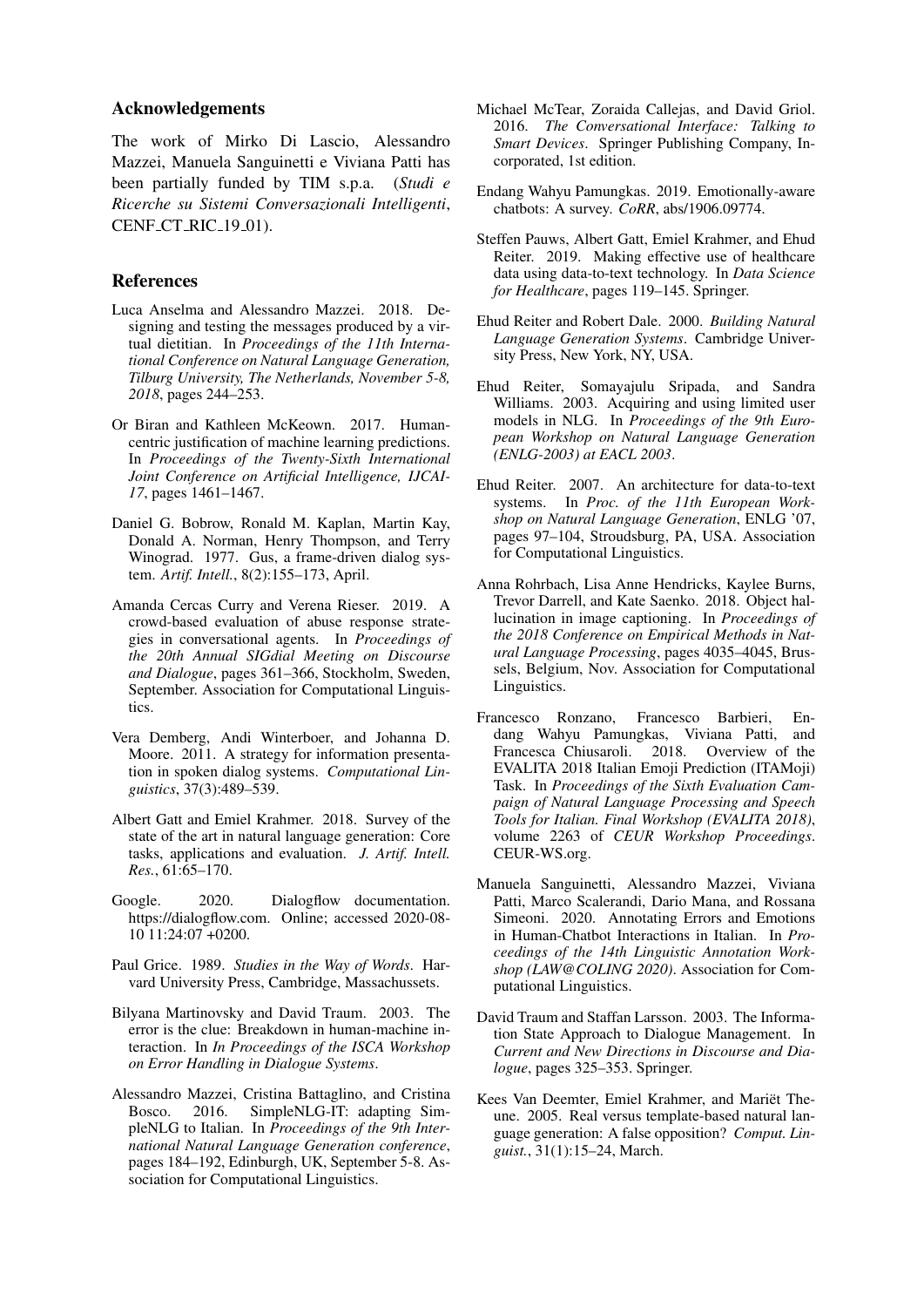## Acknowledgements

The work of Mirko Di Lascio, Alessandro Mazzei, Manuela Sanguinetti e Viviana Patti has been partially funded by TIM s.p.a. (*Studi e Ricerche su Sistemi Conversazionali Intelligenti*, CENF_CT_RIC_19_01).

## References

Luca Anselma and Alessandro Mazzei. 2018. Designing and testing the messages produced by a virtual dietitian. In *Proceedings of the 11th International Conference on Natural Language Generation, Tilburg University, The Netherlands, November 5-8, 2018*, pages 244–253.

Or Biran and Kathleen McKeown. 2017. Human-centric justification of machine learning predictions. In *Proceedings of the Twenty-Sixth International Joint Conference on Artificial Intelligence, IJCAI-17*, pages 1461–1467.

Daniel G. Bobrow, Ronald M. Kaplan, Martin Kay, Donald A. Norman, Henry Thompson, and Terry Winograd. 1977. Gus, a frame-driven dialog system. *Artif. Intell.*, 8(2):155–173, April.

Amanda Cercas Curry and Verena Rieser. 2019. A crowd-based evaluation of abuse response strategies in conversational agents. In *Proceedings of the 20th Annual SIGdial Meeting on Discourse and Dialogue*, pages 361–366, Stockholm, Sweden, September. Association for Computational Linguistics.

Vera Demberg, Andi Winterboer, and Johanna D. Moore. 2011. A strategy for information presentation in spoken dialog systems. *Computational Linguistics*, 37(3):489–539.

Albert Gatt and Emiel Krahmer. 2018. Survey of the state of the art in natural language generation: Core tasks, applications and evaluation. *J. Artif. Intell. Res.*, 61:65–170.

Google. 2020. Dialogflow documentation. https://dialogflow.com. Online; accessed 2020-08-10 11:24:07 +0200.

Paul Grice. 1989. *Studies in the Way of Words*. Harvard University Press, Cambridge, Massachussets.

Bilyana Martinovsky and David Traum. 2003. The error is the clue: Breakdown in human-machine interaction. In *In Proceedings of the ISCA Workshop on Error Handling in Dialogue Systems*.

Alessandro Mazzei, Cristina Battaglino, and Cristina Bosco. 2016. SimpleNLG-IT: adapting SimpleNLG to Italian. In *Proceedings of the 9th International Natural Language Generation conference*, pages 184–192, Edinburgh, UK, September 5-8. Association for Computational Linguistics.

Michael McTear, Zoraida Callejas, and David Griol. 2016. *The Conversational Interface: Talking to Smart Devices*. Springer Publishing Company, Incorporated, 1st edition.

Endang Wahyu Pamungkas. 2019. Emotionally-aware chatbots: A survey. *CoRR*, abs/1906.09774.

Steffen Pauws, Albert Gatt, Emiel Krahmer, and Ehud Reiter. 2019. Making effective use of healthcare data using data-to-text technology. In *Data Science for Healthcare*, pages 119–145. Springer.

Ehud Reiter and Robert Dale. 2000. *Building Natural Language Generation Systems*. Cambridge University Press, New York, NY, USA.

Ehud Reiter, Somayajulu Sripada, and Sandra Williams. 2003. Acquiring and using limited user models in NLG. In *Proceedings of the 9th European Workshop on Natural Language Generation (ENLG-2003) at EACL 2003*.

Ehud Reiter. 2007. An architecture for data-to-text systems. In *Proc. of the 11th European Workshop on Natural Language Generation*, ENLG '07, pages 97–104, Stroudsburg, PA, USA. Association for Computational Linguistics.

Anna Rohrbach, Lisa Anne Hendricks, Kaylee Burns, Trevor Darrell, and Kate Saenko. 2018. Object hallucination in image captioning. In *Proceedings of the 2018 Conference on Empirical Methods in Natural Language Processing*, pages 4035–4045, Brussels, Belgium, Nov. Association for Computational Linguistics.

Francesco Ronzano, Francesco Barbieri, Endang Wahyu Pamungkas, Viviana Patti, and Francesca Chiusaroli. 2018. Overview of the EVALITA 2018 Italian Emoji Prediction (ITAMoji) Task. In *Proceedings of the Sixth Evaluation Campaign of Natural Language Processing and Speech Tools for Italian. Final Workshop (EVALITA 2018)*, volume 2263 of *CEUR Workshop Proceedings*. CEUR-WS.org.

Manuela Sanguinetti, Alessandro Mazzei, Viviana Patti, Marco Scalerandi, Dario Mana, and Rossana Simeoni. 2020. Annotating Errors and Emotions in Human-Chatbot Interactions in Italian. In *Proceedings of the 14th Linguistic Annotation Workshop (LAW@COLING 2020)*. Association for Computational Linguistics.

David Traum and Staffan Larsson. 2003. The Information State Approach to Dialogue Management. In *Current and New Directions in Discourse and Dialogue*, pages 325–353. Springer.

Kees Van Deemter, Emiel Krahmer, and Mariët Theune. 2005. Real versus template-based natural language generation: A false opposition? *Comput. Linguist.*, 31(1):15–24, March.